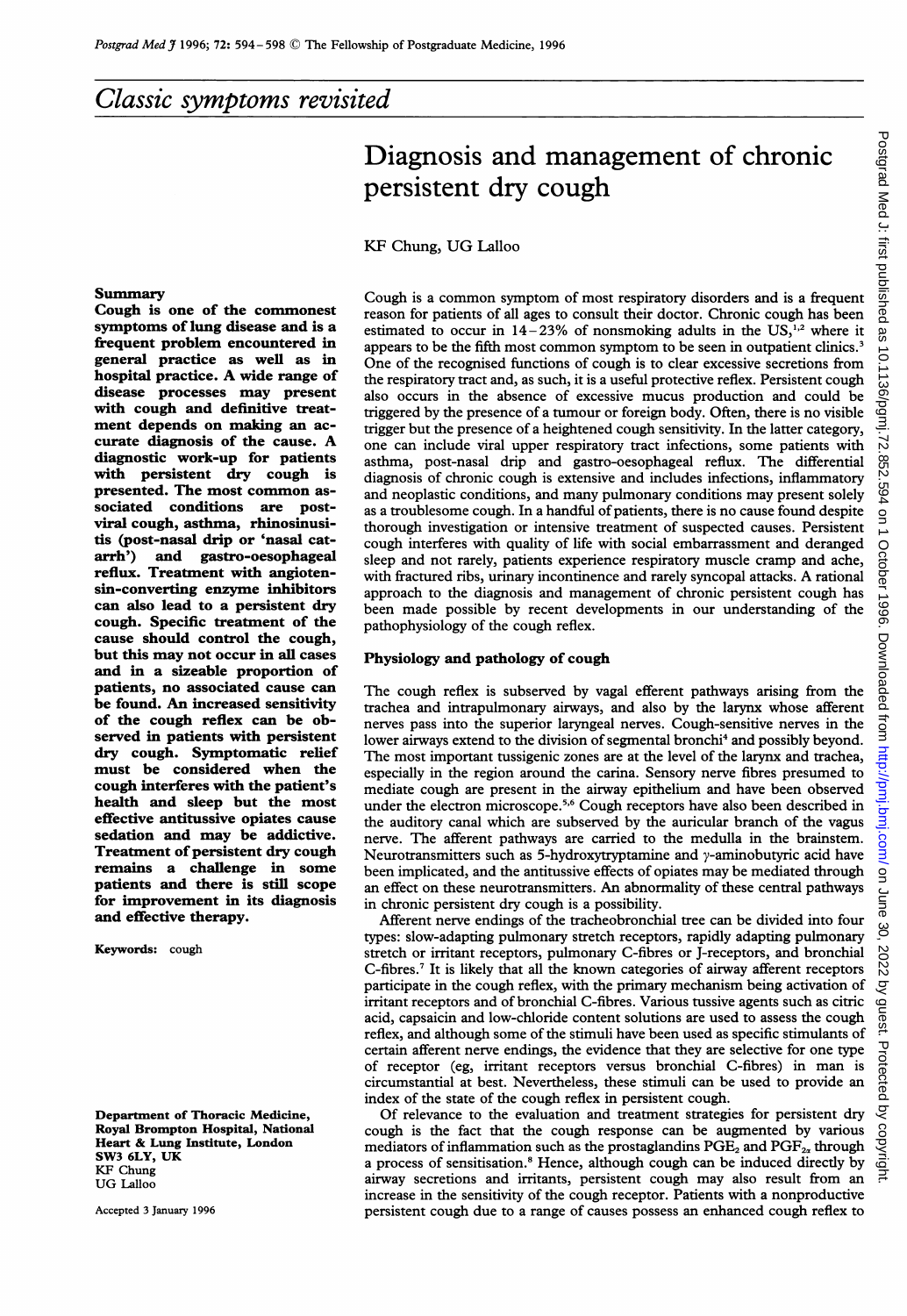*Classic symptoms revisited*

# Diagnosis and management of chronic persistent dry cough

KF Chung, UG Lalloo

## Summary

**Cough is one of the commonest symptoms of lung disease and is a frequent problem encountered in general practice as well as in hospital practice. A wide range of disease processes may present with cough and definitive treatment depends on making an accurate diagnosis of the cause. A diagnostic work-up for patients with persistent dry cough is presented. The most common associated conditions are post-viral cough, asthma, rhinosinusitis (post-nasal drip or 'nasal catarrh') and gastro-oesophageal reflux. Treatment with angiotensin-converting enzyme inhibitors can also lead to a persistent dry cough. Specific treatment of the cause should control the cough, but this may not occur in all cases and in a sizeable proportion of patients, no associated cause can be found. An increased sensitivity of the cough reflex can be observed in patients with persistent dry cough. Symptomatic relief must be considered when the cough interferes with the patient's health and sleep but the most effective antitussive opiates cause sedation and may be addictive. Treatment of persistent dry cough remains a challenge in some patients and there is still scope for improvement in its diagnosis and effective therapy.**

**Keywords:** cough

Department of Thoracic Medicine, Royal Brompton Hospital, National Heart & Lung Institute, London SW3 6LY, UK
KF Chung
UG Lalloo

Accepted 3 January 1996

Cough is a common symptom of most respiratory disorders and is a frequent reason for patients of all ages to consult their doctor. Chronic cough has been estimated to occur in 14–23% of nonsmoking adults in the US,[1,2] where it appears to be the fifth most common symptom to be seen in outpatient clinics.[3] One of the recognised functions of cough is to clear excessive secretions from the respiratory tract and, as such, it is a useful protective reflex. Persistent cough also occurs in the absence of excessive mucus production and could be triggered by the presence of a tumour or foreign body. Often, there is no visible trigger but the presence of a heightened cough sensitivity. In the latter category, one can include viral upper respiratory tract infections, some patients with asthma, post-nasal drip and gastro-oesophageal reflux. The differential diagnosis of chronic cough is extensive and includes infections, inflammatory and neoplastic conditions, and many pulmonary conditions may present solely as a troublesome cough. In a handful of patients, there is no cause found despite thorough investigation or intensive treatment of suspected causes. Persistent cough interferes with quality of life with social embarrassment and deranged sleep and not rarely, patients experience respiratory muscle cramp and ache, with fractured ribs, urinary incontinence and rarely syncopal attacks. A rational approach to the diagnosis and management of chronic persistent cough has been made possible by recent developments in our understanding of the pathophysiology of the cough reflex.

## Physiology and pathology of cough

The cough reflex is subserved by vagal efferent pathways arising from the trachea and intrapulmonary airways, and also by the larynx whose afferent nerves pass into the superior laryngeal nerves. Cough-sensitive nerves in the lower airways extend to the division of segmental bronchi[4] and possibly beyond. The most important tussigenic zones are at the level of the larynx and trachea, especially in the region around the carina. Sensory nerve fibres presumed to mediate cough are present in the airway epithelium and have been observed under the electron microscope.[5,6] Cough receptors have also been described in the auditory canal which are subserved by the auricular branch of the vagus nerve. The afferent pathways are carried to the medulla in the brainstem. Neurotransmitters such as 5-hydroxytryptamine and $\gamma$-aminobutyric acid have been implicated, and the antitussive effects of opiates may be mediated through an effect on these neurotransmitters. An abnormality of these central pathways in chronic persistent dry cough is a possibility.

Afferent nerve endings of the tracheobronchial tree can be divided into four types: slow-adapting pulmonary stretch receptors, rapidly adapting pulmonary stretch or irritant receptors, pulmonary C-fibres or J-receptors, and bronchial C-fibres.[7] It is likely that all the known categories of airway afferent receptors participate in the cough reflex, with the primary mechanism being activation of irritant receptors and of bronchial C-fibres. Various tussive agents such as citric acid, capsaicin and low-chloride content solutions are used to assess the cough reflex, and although some of the stimuli have been used as specific stimulants of certain afferent nerve endings, the evidence that they are selective for one type of receptor (eg, irritant receptors versus bronchial C-fibres) in man is circumstantial at best. Nevertheless, these stimuli can be used to provide an index of the state of the cough reflex in persistent cough.

Of relevance to the evaluation and treatment strategies for persistent dry cough is the fact that the cough response can be augmented by various mediators of inflammation such as the prostaglandins $PGE_2$ and $PGF_{2\alpha}$ through a process of sensitisation.[8] Hence, although cough can be induced directly by airway secretions and irritants, persistent cough may also result from an increase in the sensitivity of the cough receptor. Patients with a nonproductive persistent cough due to a range of causes possess an enhanced cough reflex to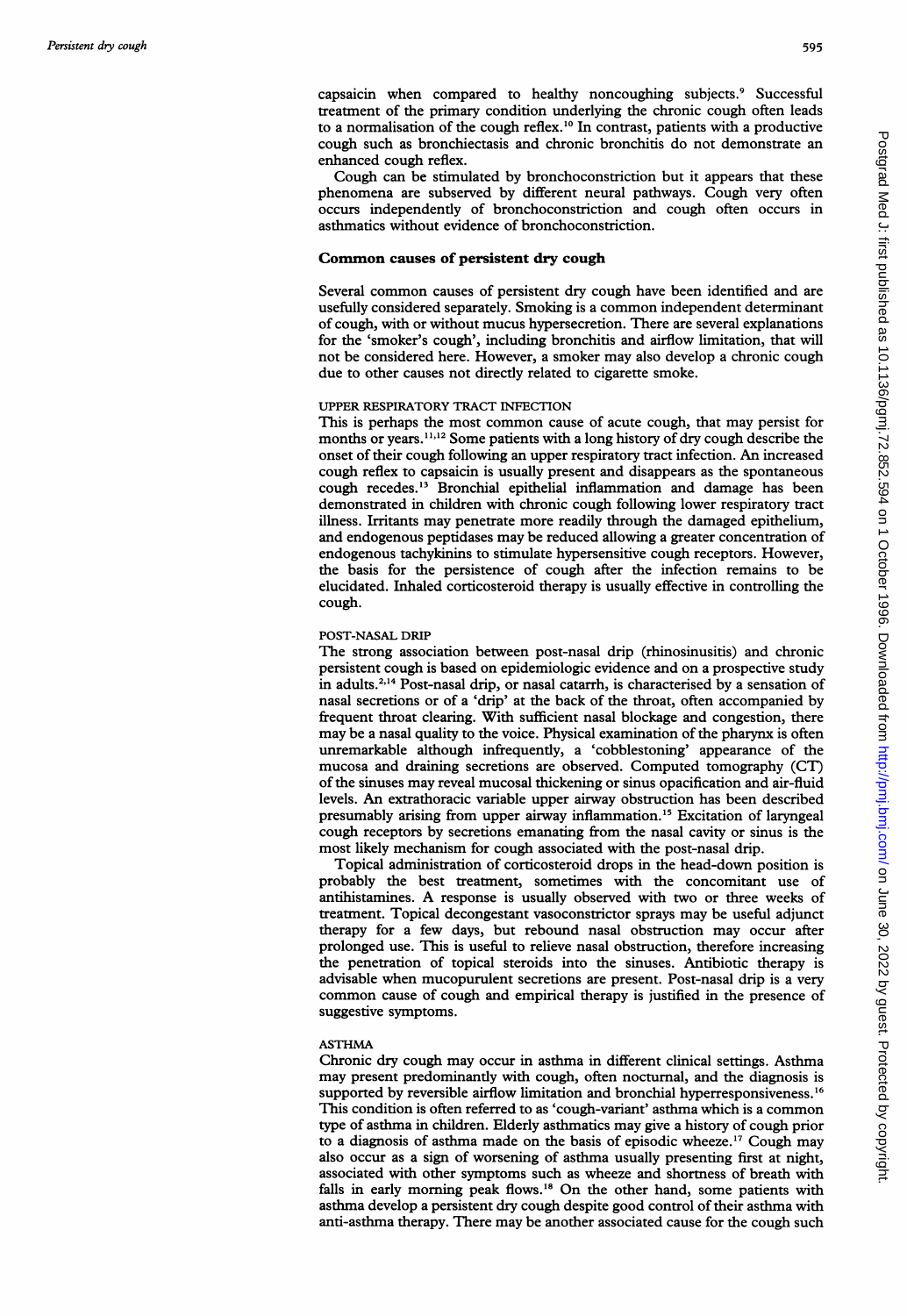capsaicin when compared to healthy noncoughing subjects.[9] Successful treatment of the primary condition underlying the chronic cough often leads to a normalisation of the cough reflex.[10] In contrast, patients with a productive cough such as bronchiectasis and chronic bronchitis do not demonstrate an enhanced cough reflex.

Cough can be stimulated by bronchoconstriction but it appears that these phenomena are subserved by different neural pathways. Cough very often occurs independently of bronchoconstriction and cough often occurs in asthmatics without evidence of bronchoconstriction.

## Common causes of persistent dry cough

Several common causes of persistent dry cough have been identified and are usefully considered separately. Smoking is a common independent determinant of cough, with or without mucus hypersecretion. There are several explanations for the 'smoker's cough', including bronchitis and airflow limitation, that will not be considered here. However, a smoker may also develop a chronic cough due to other causes not directly related to cigarette smoke.

### UPPER RESPIRATORY TRACT INFECTION

This is perhaps the most common cause of acute cough, that may persist for months or years.[11,12] Some patients with a long history of dry cough describe the onset of their cough following an upper respiratory tract infection. An increased cough reflex to capsaicin is usually present and disappears as the spontaneous cough recedes.[13] Bronchial epithelial inflammation and damage has been demonstrated in children with chronic cough following lower respiratory tract illness. Irritants may penetrate more readily through the damaged epithelium, and endogenous peptidases may be reduced allowing a greater concentration of endogenous tachykinins to stimulate hypersensitive cough receptors. However, the basis for the persistence of cough after the infection remains to be elucidated. Inhaled corticosteroid therapy is usually effective in controlling the cough.

### POST-NASAL DRIP

The strong association between post-nasal drip (rhinosinusitis) and chronic persistent cough is based on epidemiologic evidence and on a prospective study in adults.[2,14] Post-nasal drip, or nasal catarrh, is characterised by a sensation of nasal secretions or of a 'drip' at the back of the throat, often accompanied by frequent throat clearing. With sufficient nasal blockage and congestion, there may be a nasal quality to the voice. Physical examination of the pharynx is often unremarkable although infrequently, a 'cobblestoning' appearance of the mucosa and draining secretions are observed. Computed tomography (CT) of the sinuses may reveal mucosal thickening or sinus opacification and air-fluid levels. An extrathoracic variable upper airway obstruction has been described presumably arising from upper airway inflammation.[15] Excitation of laryngeal cough receptors by secretions emanating from the nasal cavity or sinus is the most likely mechanism for cough associated with the post-nasal drip.

Topical administration of corticosteroid drops in the head-down position is probably the best treatment, sometimes with the concomitant use of antihistamines. A response is usually observed with two or three weeks of treatment. Topical decongestant vasoconstrictor sprays may be useful adjunct therapy for a few days, but rebound nasal obstruction may occur after prolonged use. This is useful to relieve nasal obstruction, therefore increasing the penetration of topical steroids into the sinuses. Antibiotic therapy is advisable when mucopurulent secretions are present. Post-nasal drip is a very common cause of cough and empirical therapy is justified in the presence of suggestive symptoms.

### ASTHMA

Chronic dry cough may occur in asthma in different clinical settings. Asthma may present predominantly with cough, often nocturnal, and the diagnosis is supported by reversible airflow limitation and bronchial hyperresponsiveness.[16] This condition is often referred to as 'cough-variant' asthma which is a common type of asthma in children. Elderly asthmatics may give a history of cough prior to a diagnosis of asthma made on the basis of episodic wheeze.[17] Cough may also occur as a sign of worsening of asthma usually presenting first at night, associated with other symptoms such as wheeze and shortness of breath with falls in early morning peak flows.[18] On the other hand, some patients with asthma develop a persistent dry cough despite good control of their asthma with anti-asthma therapy. There may be another associated cause for the cough such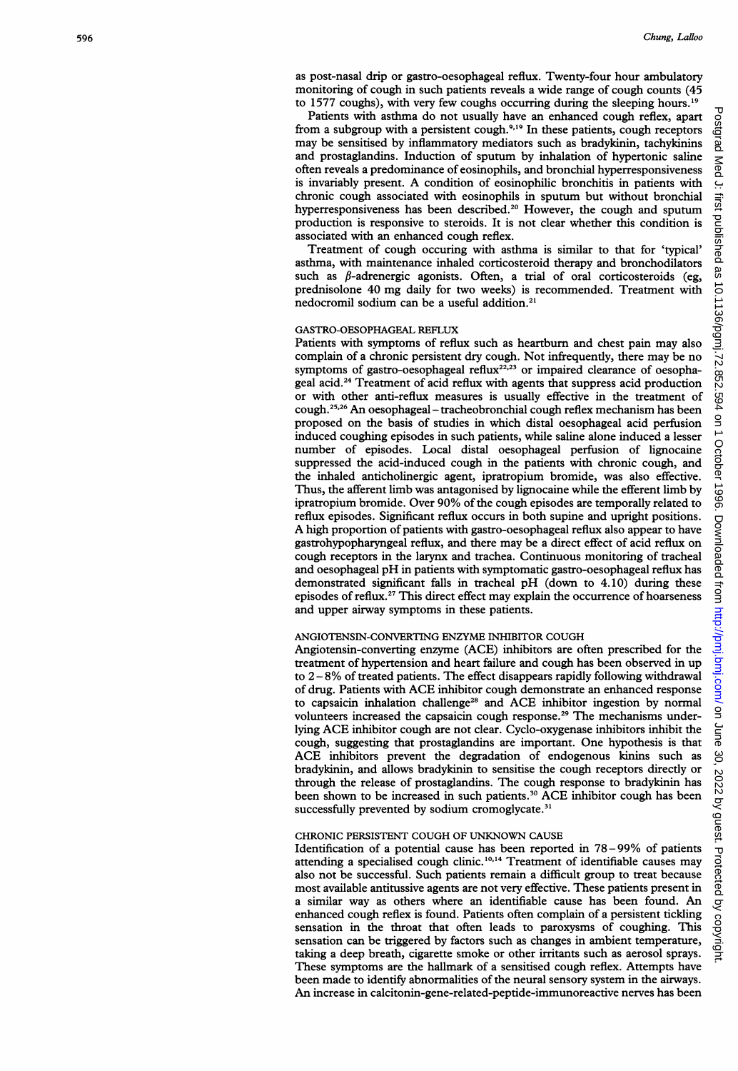as post-nasal drip or gastro-oesophageal reflux. Twenty-four hour ambulatory monitoring of cough in such patients reveals a wide range of cough counts (45 to 1577 coughs), with very few coughs occurring during the sleeping hours.[19]

Patients with asthma do not usually have an enhanced cough reflex, apart from a subgroup with a persistent cough.[9,19] In these patients, cough receptors may be sensitised by inflammatory mediators such as bradykinin, tachykinins and prostaglandins. Induction of sputum by inhalation of hypertonic saline often reveals a predominance of eosinophils, and bronchial hyperresponsiveness is invariably present. A condition of eosinophilic bronchitis in patients with chronic cough associated with eosinophils in sputum but without bronchial hyperresponsiveness has been described.[20] However, the cough and sputum production is responsive to steroids. It is not clear whether this condition is associated with an enhanced cough reflex.

Treatment of cough occuring with asthma is similar to that for 'typical' asthma, with maintenance inhaled corticosteroid therapy and bronchodilators such as $\beta$-adrenergic agonists. Often, a trial of oral corticosteroids (eg, prednisolone 40 mg daily for two weeks) is recommended. Treatment with nedocromil sodium can be a useful addition.[21]

### GASTRO-OESOPHAGEAL REFLUX

Patients with symptoms of reflux such as heartburn and chest pain may also complain of a chronic persistent dry cough. Not infrequently, there may be no symptoms of gastro-oesophageal reflux[22,23] or impaired clearance of oesophageal acid.[24] Treatment of acid reflux with agents that suppress acid production or with other anti-reflux measures is usually effective in the treatment of cough.[25,26] An oesophageal – tracheobronchial cough reflex mechanism has been proposed on the basis of studies in which distal oesophageal acid perfusion induced coughing episodes in such patients, while saline alone induced a lesser number of episodes. Local distal oesophageal perfusion of lignocaine suppressed the acid-induced cough in the patients with chronic cough, and the inhaled anticholinergic agent, ipratropium bromide, was also effective. Thus, the afferent limb was antagonised by lignocaine while the efferent limb by ipratropium bromide. Over 90% of the cough episodes are temporally related to reflux episodes. Significant reflux occurs in both supine and upright positions. A high proportion of patients with gastro-oesophageal reflux also appear to have gastrohypopharyngeal reflux, and there may be a direct effect of acid reflux on cough receptors in the larynx and trachea. Continuous monitoring of tracheal and oesophageal pH in patients with symptomatic gastro-oesophageal reflux has demonstrated significant falls in tracheal pH (down to 4.10) during these episodes of reflux.[27] This direct effect may explain the occurrence of hoarseness and upper airway symptoms in these patients.

### ANGIOTENSIN-CONVERTING ENZYME INHIBITOR COUGH

Angiotensin-converting enzyme (ACE) inhibitors are often prescribed for the treatment of hypertension and heart failure and cough has been observed in up to 2 – 8% of treated patients. The effect disappears rapidly following withdrawal of drug. Patients with ACE inhibitor cough demonstrate an enhanced response to capsaicin inhalation challenge[28] and ACE inhibitor ingestion by normal volunteers increased the capsaicin cough response.[29] The mechanisms underlying ACE inhibitor cough are not clear. Cyclo-oxygenase inhibitors inhibit the cough, suggesting that prostaglandins are important. One hypothesis is that ACE inhibitors prevent the degradation of endogenous kinins such as bradykinin, and allows bradykinin to sensitise the cough receptors directly or through the release of prostaglandins. The cough response to bradykinin has been shown to be increased in such patients.[30] ACE inhibitor cough has been successfully prevented by sodium cromoglycate.[31]

### CHRONIC PERSISTENT COUGH OF UNKNOWN CAUSE

Identification of a potential cause has been reported in 78 – 99% of patients attending a specialised cough clinic.[10,14] Treatment of identifiable causes may also not be successful. Such patients remain a difficult group to treat because most available antitussive agents are not very effective. These patients present in a similar way as others where an identifiable cause has been found. An enhanced cough reflex is found. Patients often complain of a persistent tickling sensation in the throat that often leads to paroxysms of coughing. This sensation can be triggered by factors such as changes in ambient temperature, taking a deep breath, cigarette smoke or other irritants such as aerosol sprays. These symptoms are the hallmark of a sensitised cough reflex. Attempts have been made to identify abnormalities of the neural sensory system in the airways. An increase in calcitonin-gene-related-peptide-immunoreactive nerves has been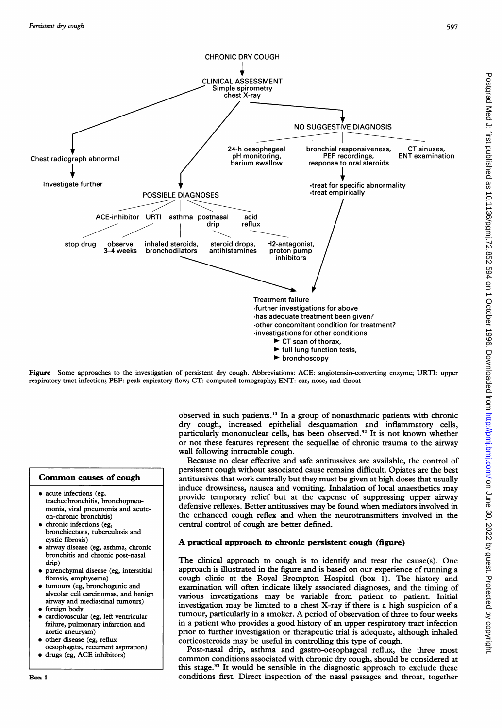CHRONIC DRY COUGH

CLINICAL ASSESSMENT
Simple spirometry
chest X-ray

Chest radiograph abnormal

Investigate further

NO SUGGESTIVE DIAGNOSIS

24-h oesophageal pH monitoring, barium swallow

bronchial responsiveness, PEF recordings, response to oral steroids

CT sinuses, ENT examination

·treat for specific abnormality
·treat empirically

POSSIBLE DIAGNOSES

ACE-inhibitor

URTI

asthma

postnasal drip

acid reflux

stop drug

observe 3–4 weeks

inhaled steroids, bronchodilators

steroid drops, antihistamines

H2-antagonist, proton pump inhibitors

Treatment failure
·further investigations for above
·has adequate treatment been given?
·other concomitant condition for treatment?
·investigations for other conditions
► CT scan of thorax,
► full lung function tests,
► bronchoscopy

**Figure** Some approaches to the investigation of persistent dry cough. Abbreviations: ACE: angiotensin-converting enzyme; URTI: upper respiratory tract infection; PEF: peak expiratory flow; CT: computed tomography; ENT: ear, nose, and throat

observed in such patients.[13] In a group of nonasthmatic patients with chronic dry cough, increased epithelial desquamation and inflammatory cells, particularly mononuclear cells, has been observed.[32] It is not known whether or not these features represent the sequellae of chronic trauma to the airway wall following intractable cough.

Because no clear effective and safe antitussives are available, the control of persistent cough without associated cause remains difficult. Opiates are the best antitussives that work centrally but they must be given at high doses that usually induce drowsiness, nausea and vomiting. Inhalation of local anaesthetics may provide temporary relief but at the expense of suppressing upper airway defensive reflexes. Better antitussives may be found when mediators involved in the enhanced cough reflex and when the neurotransmitters involved in the central control of cough are better defined.

## A practical approach to chronic persistent cough (figure)

The clinical approach to cough is to identify and treat the cause(s). One approach is illustrated in the figure and is based on our experience of running a cough clinic at the Royal Brompton Hospital (box 1). The history and examination will often indicate likely associated diagnoses, and the timing of various investigations may be variable from patient to patient. Initial investigation may be limited to a chest X-ray if there is a high suspicion of a tumour, particularly in a smoker. A period of observation of three to four weeks in a patient who provides a good history of an upper respiratory tract infection prior to further investigation or therapeutic trial is adequate, although inhaled corticosteroids may be useful in controlling this type of cough.

Post-nasal drip, asthma and gastro-oesophageal reflux, the three most common conditions associated with chronic dry cough, should be considered at this stage.[33] It would be sensible in the diagnostic approach to exclude these conditions first. Direct inspection of the nasal passages and throat, together

**Common causes of cough**

- acute infections (eg, tracheobronchitis, bronchopneumonia, viral pneumonia and acute-on-chronic bronchitis)
- chronic infections (eg, bronchiectasis, tuberculosis and cystic fibrosis)
- airway disease (eg, asthma, chronic bronchitis and chronic post-nasal drip)
- parenchymal disease (eg, interstitial fibrosis, emphysema)
- tumours (eg, bronchogenic and alveolar cell carcinomas, and benign airway and mediastinal tumours)
- foreign body
- cardiovascular (eg, left ventricular failure, pulmonary infarction and aortic aneurysm)
- other disease (eg, reflux oesophagitis, recurrent aspiration)
- drugs (eg, ACE inhibitors)

**Box 1**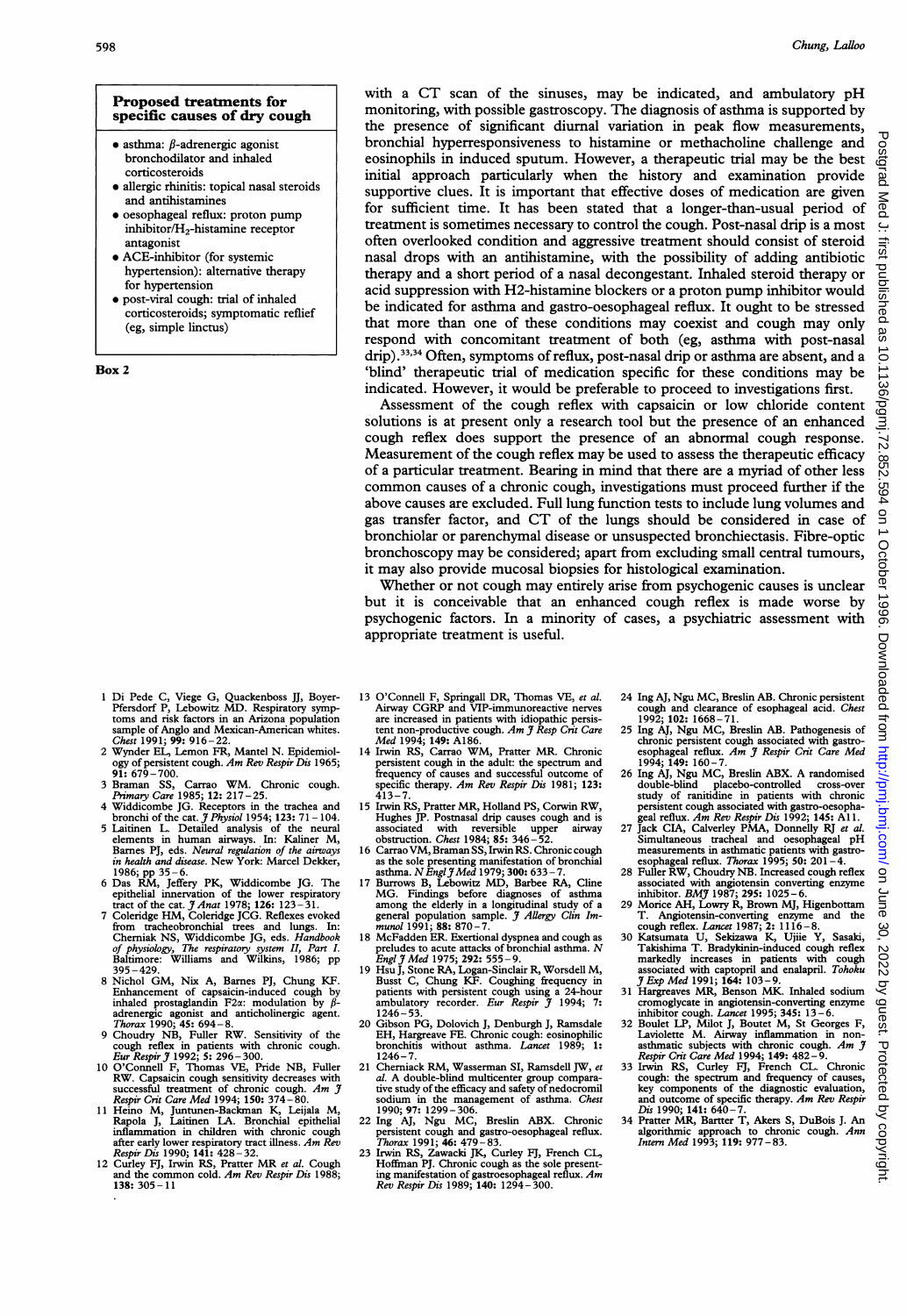## Proposed treatments for specific causes of dry cough

- asthma: β-adrenergic agonist bronchodilator and inhaled corticosteroids
- allergic rhinitis: topical nasal steroids and antihistamines
- oesophageal reflux: proton pump inhibitor/$H_2$-histamine receptor antagonist
- ACE-inhibitor (for systemic hypertension): alternative therapy for hypertension
- post-viral cough: trial of inhaled corticosteroids; symptomatic reflief (eg, simple linctus)

Box 2

with a CT scan of the sinuses, may be indicated, and ambulatory pH monitoring, with possible gastroscopy. The diagnosis of asthma is supported by the presence of significant diurnal variation in peak flow measurements, bronchial hyperresponsiveness to histamine or methacholine challenge and eosinophils in induced sputum. However, a therapeutic trial may be the best initial approach particularly when the history and examination provide supportive clues. It is important that effective doses of medication are given for sufficient time. It has been stated that a longer-than-usual period of treatment is sometimes necessary to control the cough. Post-nasal drip is a most often overlooked condition and aggressive treatment should consist of steroid nasal drops with an antihistamine, with the possibility of adding antibiotic therapy and a short period of a nasal decongestant. Inhaled steroid therapy or acid suppression with H2-histamine blockers or a proton pump inhibitor would be indicated for asthma and gastro-oesophageal reflux. It ought to be stressed that more than one of these conditions may coexist and cough may only respond with concomitant treatment of both (eg, asthma with post-nasal drip).[33,34] Often, symptoms of reflux, post-nasal drip or asthma are absent, and a 'blind' therapeutic trial of medication specific for these conditions may be indicated. However, it would be preferable to proceed to investigations first.

Assessment of the cough reflex with capsaicin or low chloride content solutions is at present only a research tool but the presence of an enhanced cough reflex does support the presence of an abnormal cough response. Measurement of the cough reflex may be used to assess the therapeutic efficacy of a particular treatment. Bearing in mind that there are a myriad of other less common causes of a chronic cough, investigations must proceed further if the above causes are excluded. Full lung function tests to include lung volumes and gas transfer factor, and CT of the lungs should be considered in case of bronchiolar or parenchymal disease or unsuspected bronchiectasis. Fibre-optic bronchoscopy may be considered; apart from excluding small central tumours, it may also provide mucosal biopsies for histological examination.

Whether or not cough may entirely arise from psychogenic causes is unclear but it is conceivable that an enhanced cough reflex is made worse by psychogenic factors. In a minority of cases, a psychiatric assessment with appropriate treatment is useful.

1 Di Pede C, Viege G, Quackenboss JJ, Boyer-Pfersdorf P, Lebowitz MD. Respiratory symptoms and risk factors in an Arizona population sample of Anglo and Mexican-American whites. *Chest* 1991; **99**: 916–22.
2 Wynder EL, Lemon FR, Mantel N. Epidemiology of persistent cough. *Am Rev Respir Dis* 1965; **91**: 679–700.
3 Braman SS, Carrao WM. Chronic cough. *Primary Care* 1985; **12**: 217–25.
4 Widdicombe JG. Receptors in the trachea and bronchi of the cat. *J Physiol* 1954; **123**: 71–104.
5 Laitinen L. Detailed analysis of the neural elements in human airways. In: Kaliner M, Barnes PJ, eds. *Neural regulation of the airways in health and disease*. New York: Marcel Dekker, 1986; pp 35–6.
6 Das RM, Jeffery PK, Widdicombe JG. The epithelial innervation of the lower respiratory tract of the cat. *J Anat* 1978; **126**: 123–31.
7 Coleridge HM, Coleridge JCG. Reflexes evoked from tracheobronchial trees and lungs. In: Cherniak NS, Widdicombe JG, eds. *Handbook of physiology, The respiratory system II, Part I.* Baltimore: Williams and Wilkins, 1986; pp 395–429.
8 Nichol GM, Nix A, Barnes PJ, Chung KF. Enhancement of capsaicin-induced cough by inhaled prostaglandin F2α: modulation by β-adrenergic agonist and anticholinergic agent. *Thorax* 1990; **45**: 694–8.
9 Choudry NB, Fuller RW. Sensitivity of the cough reflex in patients with chronic cough. *Eur Respir J* 1992; **5**: 296–300.
10 O'Connell F, Thomas VE, Pride NB, Fuller RW. Capsaicin cough sensitivity decreases with successful treatment of chronic cough. *Am J Respir Crit Care Med* 1994; **150**: 374–80.
11 Heino M, Juntunen-Backman K, Leijala M, Rapola J, Laitinen LA. Bronchial epithelial inflammation in children with chronic cough after early lower respiratory tract illness. *Am Rev Respir Dis* 1990; **141**: 428–32.
12 Curley FJ, Irwin RS, Pratter MR *et al.* Cough and the common cold. *Am Rev Respir Dis* 1988; **138**: 305–11
13 O'Connell F, Springall DR, Thomas VE, *et al.* Airway CGRP and VIP-immunoreactive nerves are increased in patients with idiopathic persistent non-productive cough. *Am J Resp Crit Care Med* 1994; **149**: A186.
14 Irwin RS, Carrao WM, Pratter MR. Chronic persistent cough in the adult: the spectrum and frequency of causes and successful outcome of specific therapy. *Am Rev Respir Dis* 1981; **123**: 413–7.
15 Irwin RS, Pratter MR, Holland PS, Corwin RW, Hughes JP. Postnasal drip causes cough and is associated with reversible upper airway obstruction. *Chest* 1984; **85**: 346–52.
16 Carrao VM, Braman SS, Irwin RS. Chronic cough as the sole presenting manifestation of bronchial asthma. *N Engl J Med* 1979; **300**: 633–7.
17 Burrows B, Lebowitz MD, Barbee RA, Cline MG. Findings before diagnoses of asthma among the elderly in a longitudinal study of a general population sample. *J Allergy Clin Immunol* 1991; **88**: 870–7.
18 McFadden ER. Exertional dyspnea and cough as preludes to acute attacks of bronchial asthma. *N Engl J Med* 1975; **292**: 555–9.
19 Hsu J, Stone RA, Logan-Sinclair R, Worsdell M, Busst C, Chung KF. Coughing frequency in patients with persistent cough using a 24-hour ambulatory recorder. *Eur Respir J* 1994; **7**: 1246–53.
20 Gibson PG, Dolovich J, Denburgh J, Ramsdale EH, Hargreave FE. Chronic cough: eosinophilic bronchitis without asthma. *Lancet* 1989; **1**: 1246–7.
21 Cherniack RM, Wasserman SI, Ramsdell JW, *et al.* A double-blind multicenter group comparative study of the efficacy and safety of nedocromil sodium in the management of asthma. *Chest* 1990; **97**: 1299–306.
22 Ing AJ, Ngu MC, Breslin ABX. Chronic persistent cough and gastro-oesophageal reflux. *Thorax* 1991; **46**: 479–83.
23 Irwin RS, Zawacki JK, Curley FJ, French CL, Hoffman PJ. Chronic cough as the sole presenting manifestation of gastroesophageal reflux. *Am Rev Respir Dis* 1989; **140**: 1294–300.
24 Ing AJ, Ngu MC, Breslin AB. Chronic persistent cough and clearance of esophageal acid. *Chest* 1992; **102**: 1668–71.
25 Ing AJ, Ngu MC, Breslin AB. Pathogenesis of chronic persistent cough associated with gastroesophageal reflux. *Am J Respir Crit Care Med* 1994; **149**: 160–7.
26 Ing AJ, Ngu MC, Breslin ABX. A randomised double-blind placebo-controlled cross-over study of ranitidine in patients with chronic persistent cough associated with gastro-oesophageal reflux. *Am Rev Respir Dis* 1992; **145**: A11.
27 Jack CIA, Calverley PMA, Donnelly RJ *et al.* Simultaneous tracheal and oesophageal pH measurements in asthmatic patients with gastro-esophageal reflux. *Thorax* 1995; **50**: 201–4.
28 Fuller RW, Choudry NB. Increased cough reflex associated with angiotensin converting enzyme inhibitor. *BMJ* 1987; **295**: 1025–6.
29 Morice AH, Lowry R, Brown MJ, Higenbottam T. Angiotensin-converting enzyme and the cough reflex. *Lancet* 1987; **2**: 1116–8.
30 Katsumata U, Sekizawa K, Ujiie Y, Sasaki, Takishima T. Bradykinin-induced cough reflex markedly increases in patients with cough associated with captopril and enalapril. *Tohoku J Exp Med* 1991; **164**: 103–9.
31 Hargreaves MR, Benson MK. Inhaled sodium cromoglycate in angiotensin-converting enzyme inhibitor cough. *Lancet* 1995; **345**: 13–6.
32 Boulet LP, Milot J, Boutet M, St Georges F, Laviolette M. Airway inflammation in non-asthmatic subjects with chronic cough. *Am J Respir Crit Care Med* 1994; **149**: 482–9.
33 Irwin RS, Curley FJ, French CL. Chronic cough: the spectrum and frequency of causes, key components of the diagnostic evaluation, and outcome of specific therapy. *Am Rev Respir Dis* 1990; **141**: 640–7.
34 Pratter MR, Bartter T, Akers S, DuBois J. An algorithmic approach to chronic cough. *Ann Intern Med* 1993; **119**: 977–83.